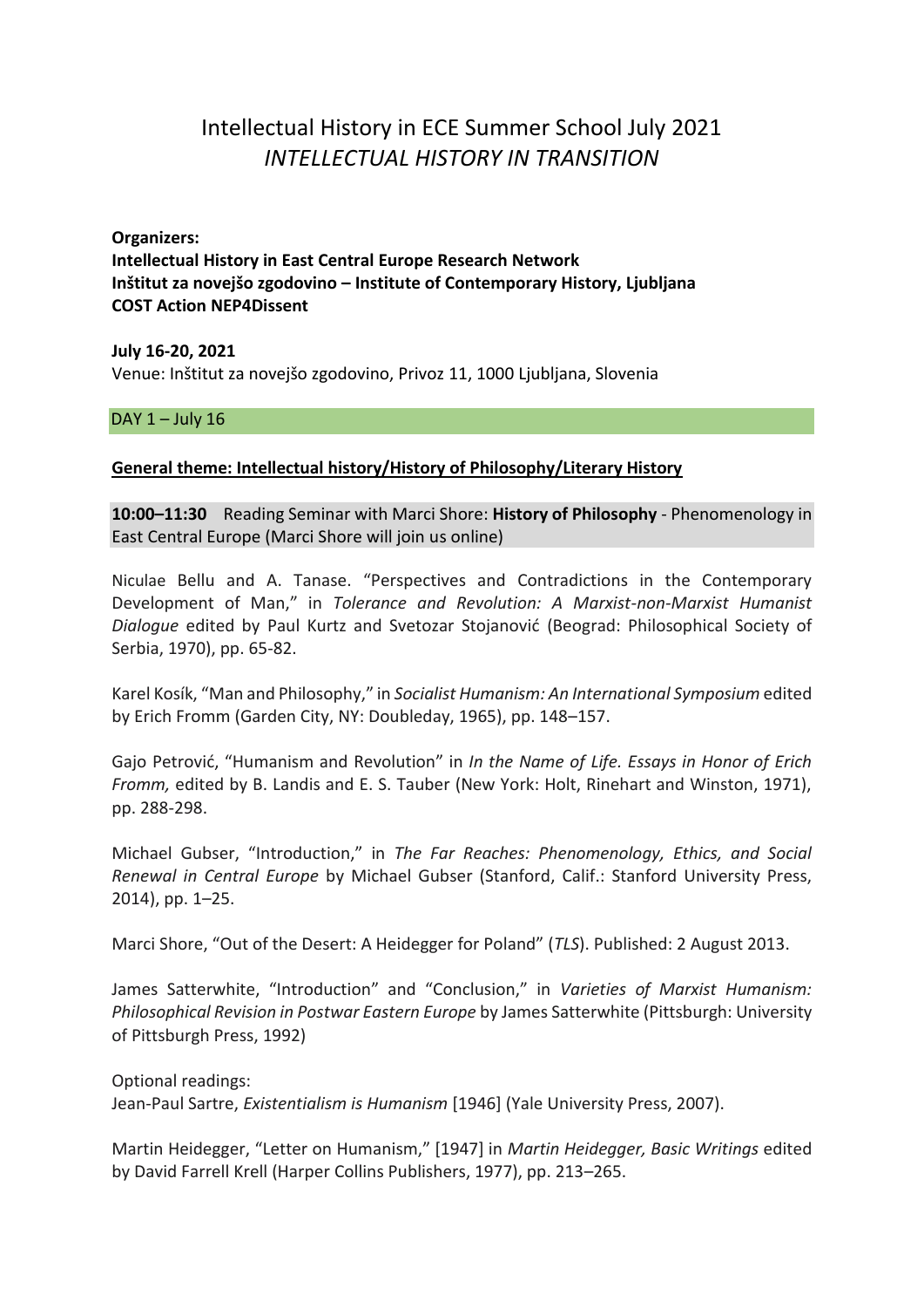# Intellectual History in ECE Summer School July 2021
## *INTELLECTUAL HISTORY IN TRANSITION*

**Organizers:**
**Intellectual History in East Central Europe Research Network**
**Inštitut za novejšo zgodovino – Institute of Contemporary History, Ljubljana**
**COST Action NEP4Dissent**

**July 16-20, 2021**
Venue: Inštitut za novejšo zgodovino, Privoz 11, 1000 Ljubljana, Slovenia

### DAY 1 – July 16

**General theme: Intellectual history/History of Philosophy/Literary History**

**10:00–11:30** Reading Seminar with Marci Shore: **History of Philosophy** - Phenomenology in East Central Europe (Marci Shore will join us online)

Niculae Bellu and A. Tanase. "Perspectives and Contradictions in the Contemporary Development of Man," in *Tolerance and Revolution: A Marxist-non-Marxist Humanist Dialogue* edited by Paul Kurtz and Svetozar Stojanović (Beograd: Philosophical Society of Serbia, 1970), pp. 65-82.

Karel Kosík, "Man and Philosophy," in *Socialist Humanism: An International Symposium* edited by Erich Fromm (Garden City, NY: Doubleday, 1965), pp. 148–157.

Gajo Petrović, "Humanism and Revolution" in *In the Name of Life. Essays in Honor of Erich Fromm,* edited by B. Landis and E. S. Tauber (New York: Holt, Rinehart and Winston, 1971), pp. 288-298.

Michael Gubser, "Introduction," in *The Far Reaches: Phenomenology, Ethics, and Social Renewal in Central Europe* by Michael Gubser (Stanford, Calif.: Stanford University Press, 2014), pp. 1–25.

Marci Shore, "Out of the Desert: A Heidegger for Poland" (*TLS*). Published: 2 August 2013.

James Satterwhite, "Introduction" and "Conclusion," in *Varieties of Marxist Humanism: Philosophical Revision in Postwar Eastern Europe* by James Satterwhite (Pittsburgh: University of Pittsburgh Press, 1992)

Optional readings:
Jean-Paul Sartre, *Existentialism is Humanism* [1946] (Yale University Press, 2007).

Martin Heidegger, "Letter on Humanism," [1947] in *Martin Heidegger, Basic Writings* edited by David Farrell Krell (Harper Collins Publishers, 1977), pp. 213–265.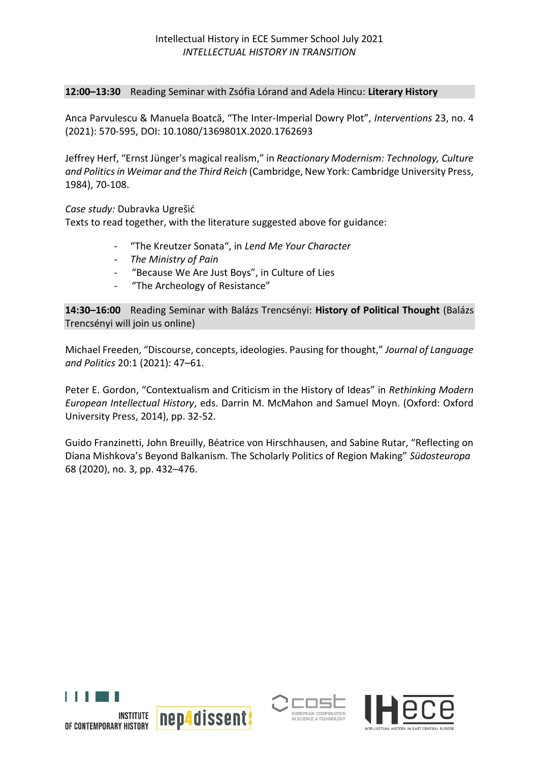**12:00–13:30** Reading Seminar with Zsófia Lórand and Adela Hincu: **Literary History**

Anca Parvulescu & Manuela Boatcă, "The Inter-Imperial Dowry Plot", *Interventions* 23, no. 4 (2021): 570-595, DOI: 10.1080/1369801X.2020.1762693

Jeffrey Herf, "Ernst Jünger's magical realism," in *Reactionary Modernism: Technology, Culture and Politics in Weimar and the Third Reich* (Cambridge, New York: Cambridge University Press, 1984), 70-108.

*Case study:* Dubravka Ugrešić
Texts to read together, with the literature suggested above for guidance:

- "The Kreutzer Sonata", in *Lend Me Your Character*
- *The Ministry of Pain*
- "Because We Are Just Boys", in Culture of Lies
- "The Archeology of Resistance"

**14:30–16:00** Reading Seminar with Balázs Trencsényi: **History of Political Thought** (Balázs Trencsényi will join us online)

Michael Freeden, "Discourse, concepts, ideologies. Pausing for thought," *Journal of Language and Politics* 20:1 (2021): 47–61.

Peter E. Gordon, "Contextualism and Criticism in the History of Ideas" in *Rethinking Modern European Intellectual History*, eds. Darrin M. McMahon and Samuel Moyn. (Oxford: Oxford University Press, 2014), pp. 32-52.

Guido Franzinetti, John Breuilly, Béatrice von Hirschhausen, and Sabine Rutar, "Reflecting on Diana Mishkova's Beyond Balkanism. The Scholarly Politics of Region Making" *Südosteuropa* 68 (2020), no. 3, pp. 432–476.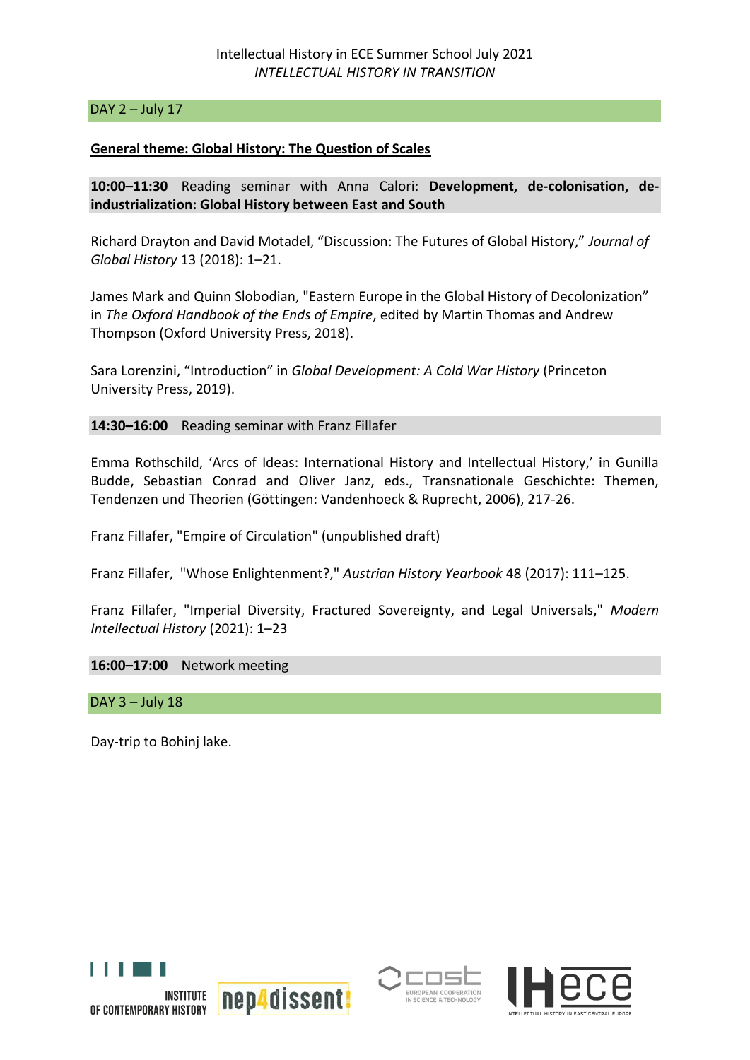Intellectual History in ECE Summer School July 2021
*INTELLECTUAL HISTORY IN TRANSITION*

## DAY 2 – July 17

**General theme: Global History: The Question of Scales**

**10:00–11:30** Reading seminar with Anna Calori: **Development, de-colonisation, de-industrialization: Global History between East and South**

Richard Drayton and David Motadel, "Discussion: The Futures of Global History," *Journal of Global History* 13 (2018): 1–21.

James Mark and Quinn Slobodian, "Eastern Europe in the Global History of Decolonization" in *The Oxford Handbook of the Ends of Empire*, edited by Martin Thomas and Andrew Thompson (Oxford University Press, 2018).

Sara Lorenzini, "Introduction" in *Global Development: A Cold War History* (Princeton University Press, 2019).

**14:30–16:00** Reading seminar with Franz Fillafer

Emma Rothschild, 'Arcs of Ideas: International History and Intellectual History,' in Gunilla Budde, Sebastian Conrad and Oliver Janz, eds., Transnationale Geschichte: Themen, Tendenzen und Theorien (Göttingen: Vandenhoeck & Ruprecht, 2006), 217-26.

Franz Fillafer, "Empire of Circulation" (unpublished draft)

Franz Fillafer, "Whose Enlightenment?," *Austrian History Yearbook* 48 (2017): 111–125.

Franz Fillafer, "Imperial Diversity, Fractured Sovereignty, and Legal Universals," *Modern Intellectual History* (2021): 1–23

**16:00–17:00** Network meeting

## DAY 3 – July 18

Day-trip to Bohinj lake.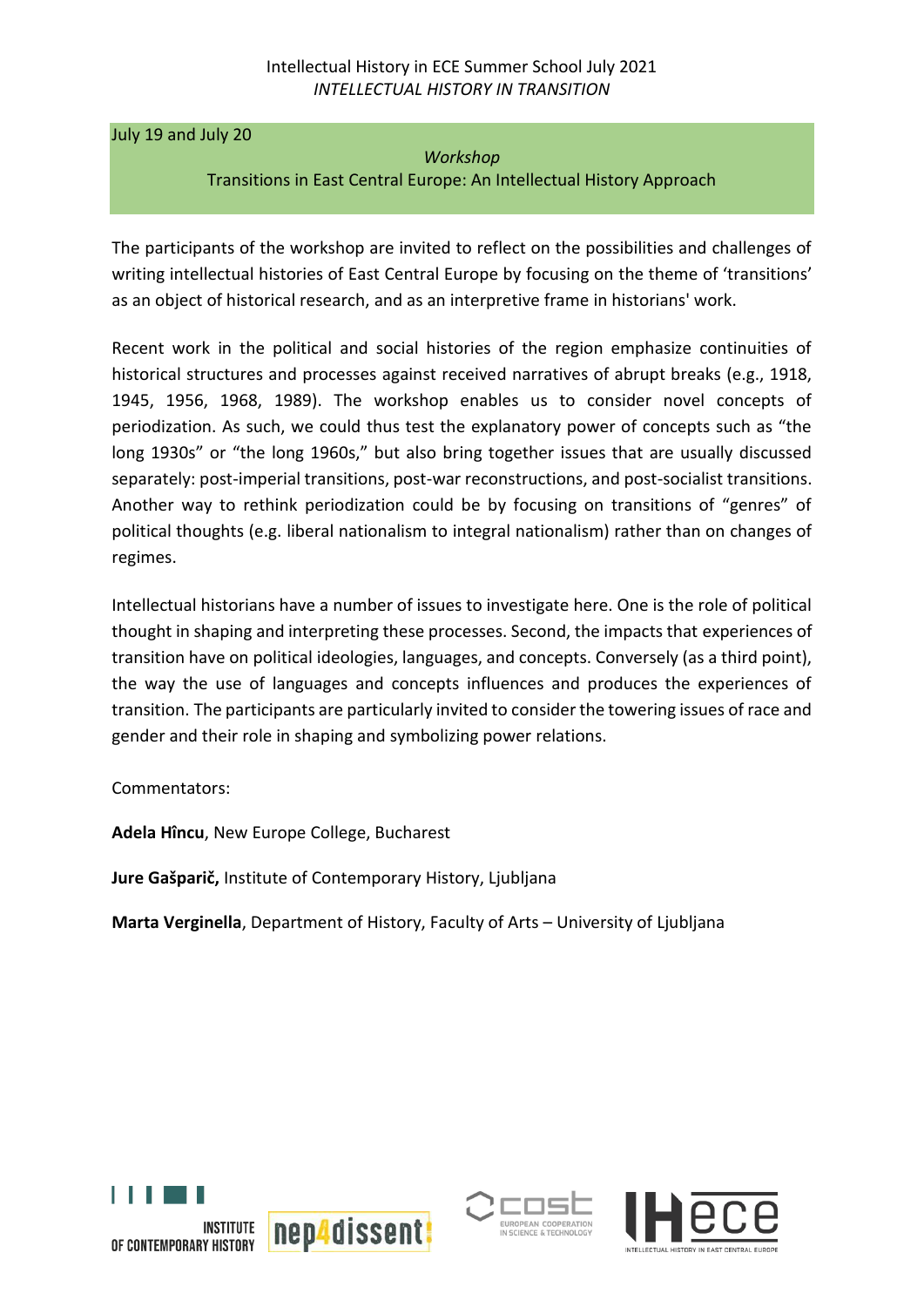July 19 and July 20

*Workshop*

Transitions in East Central Europe: An Intellectual History Approach

The participants of the workshop are invited to reflect on the possibilities and challenges of writing intellectual histories of East Central Europe by focusing on the theme of 'transitions' as an object of historical research, and as an interpretive frame in historians' work.

Recent work in the political and social histories of the region emphasize continuities of historical structures and processes against received narratives of abrupt breaks (e.g., 1918, 1945, 1956, 1968, 1989). The workshop enables us to consider novel concepts of periodization. As such, we could thus test the explanatory power of concepts such as "the long 1930s" or "the long 1960s," but also bring together issues that are usually discussed separately: post-imperial transitions, post-war reconstructions, and post-socialist transitions. Another way to rethink periodization could be by focusing on transitions of "genres" of political thoughts (e.g. liberal nationalism to integral nationalism) rather than on changes of regimes.

Intellectual historians have a number of issues to investigate here. One is the role of political thought in shaping and interpreting these processes. Second, the impacts that experiences of transition have on political ideologies, languages, and concepts. Conversely (as a third point), the way the use of languages and concepts influences and produces the experiences of transition. The participants are particularly invited to consider the towering issues of race and gender and their role in shaping and symbolizing power relations.

Commentators:

**Adela Hîncu**, New Europe College, Bucharest

**Jure Gašparič,** Institute of Contemporary History, Ljubljana

**Marta Verginella**, Department of History, Faculty of Arts – University of Ljubljana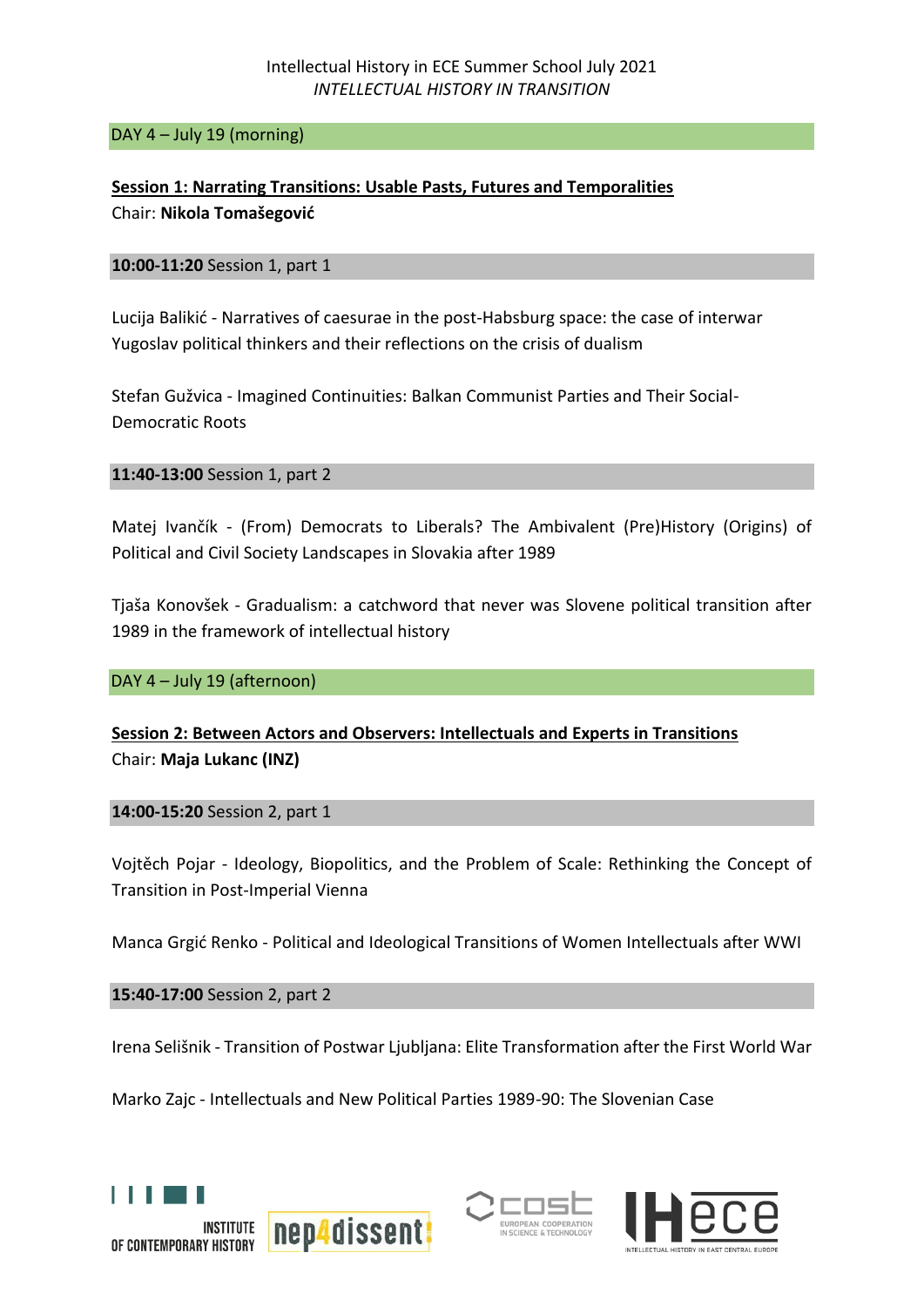Intellectual History in ECE Summer School July 2021
*INTELLECTUAL HISTORY IN TRANSITION*

## DAY 4 – July 19 (morning)

**Session 1: Narrating Transitions: Usable Pasts, Futures and Temporalities**
Chair: **Nikola Tomašegović**

**10:00-11:20** Session 1, part 1

Lucija Balikić - Narratives of caesurae in the post-Habsburg space: the case of interwar Yugoslav political thinkers and their reflections on the crisis of dualism

Stefan Gužvica - Imagined Continuities: Balkan Communist Parties and Their Social-Democratic Roots

**11:40-13:00** Session 1, part 2

Matej Ivančík - (From) Democrats to Liberals? The Ambivalent (Pre)History (Origins) of Political and Civil Society Landscapes in Slovakia after 1989

Tjaša Konovšek - Gradualism: a catchword that never was Slovene political transition after 1989 in the framework of intellectual history

## DAY 4 – July 19 (afternoon)

**Session 2: Between Actors and Observers: Intellectuals and Experts in Transitions**
Chair: **Maja Lukanc (INZ)**

**14:00-15:20** Session 2, part 1

Vojtěch Pojar - Ideology, Biopolitics, and the Problem of Scale: Rethinking the Concept of Transition in Post-Imperial Vienna

Manca Grgić Renko - Political and Ideological Transitions of Women Intellectuals after WWI

**15:40-17:00** Session 2, part 2

Irena Selišnik - Transition of Postwar Ljubljana: Elite Transformation after the First World War

Marko Zajc - Intellectuals and New Political Parties 1989-90: The Slovenian Case

INSTITUTE OF CONTEMPORARY HISTORY | nep4dissent! | cost EUROPEAN COOPERATION IN SCIENCE & TECHNOLOGY | IHece INTELLECTUAL HISTORY IN EAST CENTRAL EUROPE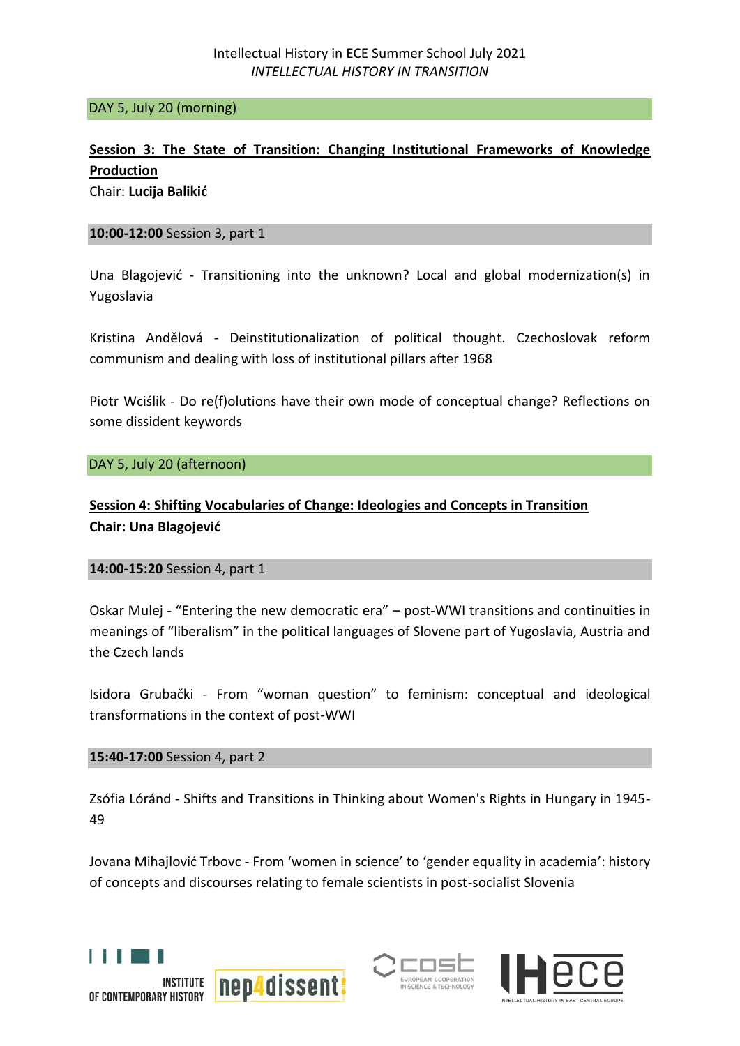Intellectual History in ECE Summer School July 2021
*INTELLECTUAL HISTORY IN TRANSITION*

DAY 5, July 20 (morning)

**Session 3: The State of Transition: Changing Institutional Frameworks of Knowledge Production**
Chair: **Lucija Balikić**

**10:00-12:00** Session 3, part 1

Una Blagojević - Transitioning into the unknown? Local and global modernization(s) in Yugoslavia

Kristina Andělová - Deinstitutionalization of political thought. Czechoslovak reform communism and dealing with loss of institutional pillars after 1968

Piotr Wciślik - Do re(f)olutions have their own mode of conceptual change? Reflections on some dissident keywords

DAY 5, July 20 (afternoon)

**Session 4: Shifting Vocabularies of Change: Ideologies and Concepts in Transition**
**Chair: Una Blagojević**

**14:00-15:20** Session 4, part 1

Oskar Mulej - "Entering the new democratic era" – post-WWI transitions and continuities in meanings of "liberalism" in the political languages of Slovene part of Yugoslavia, Austria and the Czech lands

Isidora Grubački - From "woman question" to feminism: conceptual and ideological transformations in the context of post-WWI

**15:40-17:00** Session 4, part 2

Zsófia Lóránd - Shifts and Transitions in Thinking about Women's Rights in Hungary in 1945-49

Jovana Mihajlović Trbovc - From 'women in science' to 'gender equality in academia': history of concepts and discourses relating to female scientists in post-socialist Slovenia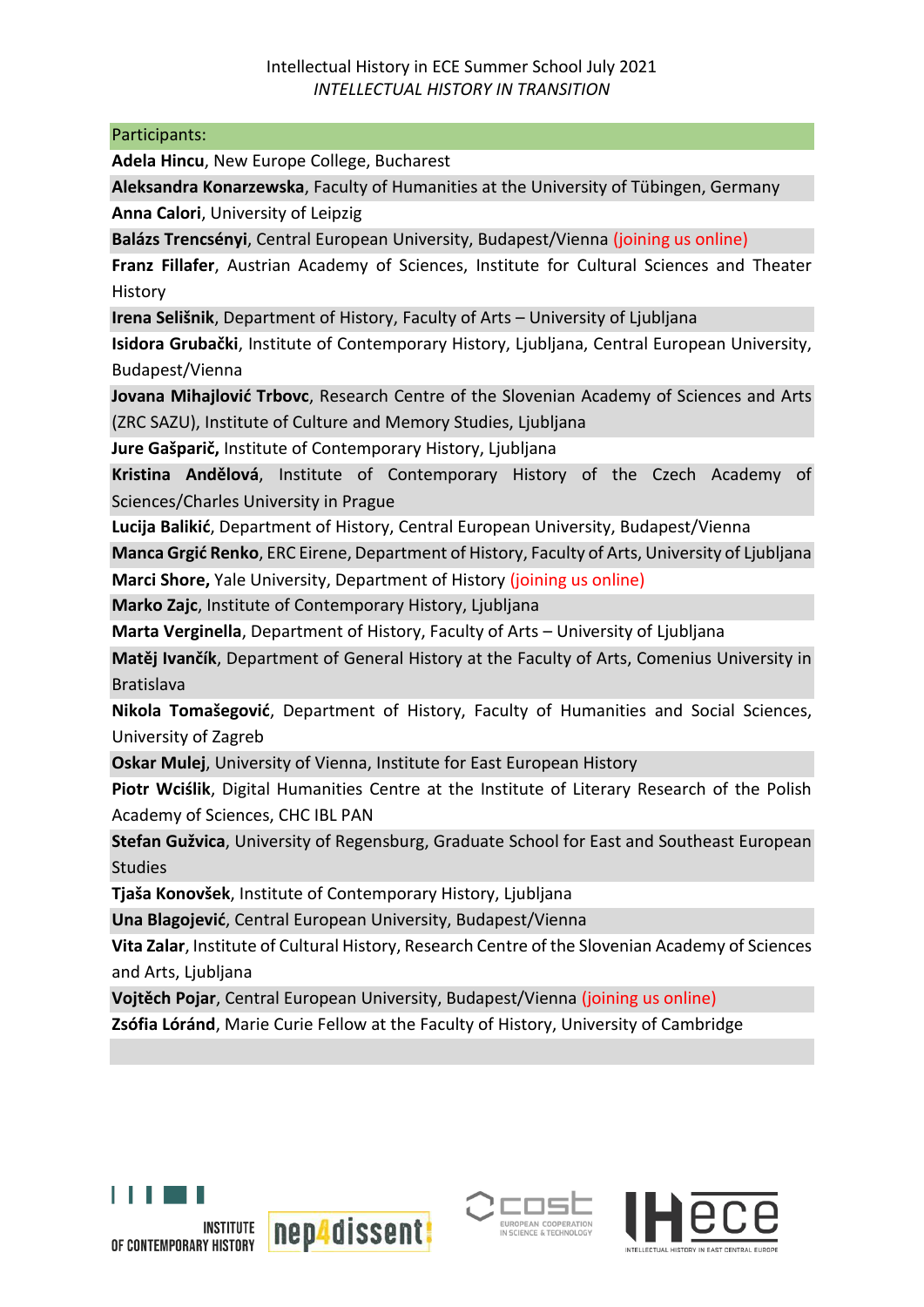Intellectual History in ECE Summer School July 2021

*INTELLECTUAL HISTORY IN TRANSITION*

Participants:

**Adela Hincu**, New Europe College, Bucharest

**Aleksandra Konarzewska**, Faculty of Humanities at the University of Tübingen, Germany

**Anna Calori**, University of Leipzig

**Balázs Trencsényi**, Central European University, Budapest/Vienna (joining us online)

**Franz Fillafer**, Austrian Academy of Sciences, Institute for Cultural Sciences and Theater History

**Irena Selišnik**, Department of History, Faculty of Arts – University of Ljubljana

**Isidora Grubački**, Institute of Contemporary History, Ljubljana, Central European University, Budapest/Vienna

**Jovana Mihajlović Trbovc**, Research Centre of the Slovenian Academy of Sciences and Arts (ZRC SAZU), Institute of Culture and Memory Studies, Ljubljana

**Jure Gašparič,** Institute of Contemporary History, Ljubljana

**Kristina Andělová**, Institute of Contemporary History of the Czech Academy of Sciences/Charles University in Prague

**Lucija Balikić**, Department of History, Central European University, Budapest/Vienna

**Manca Grgić Renko**, ERC Eirene, Department of History, Faculty of Arts, University of Ljubljana

**Marci Shore,** Yale University, Department of History (joining us online)

**Marko Zajc**, Institute of Contemporary History, Ljubljana

**Marta Verginella**, Department of History, Faculty of Arts – University of Ljubljana

**Matěj Ivančík**, Department of General History at the Faculty of Arts, Comenius University in Bratislava

**Nikola Tomašegović**, Department of History, Faculty of Humanities and Social Sciences, University of Zagreb

**Oskar Mulej**, University of Vienna, Institute for East European History

**Piotr Wciślik**, Digital Humanities Centre at the Institute of Literary Research of the Polish Academy of Sciences, CHC IBL PAN

**Stefan Gužvica**, University of Regensburg, Graduate School for East and Southeast European Studies

**Tjaša Konovšek**, Institute of Contemporary History, Ljubljana

**Una Blagojević**, Central European University, Budapest/Vienna

**Vita Zalar**, Institute of Cultural History, Research Centre of the Slovenian Academy of Sciences and Arts, Ljubljana

**Vojtěch Pojar**, Central European University, Budapest/Vienna (joining us online)

**Zsófia Lóránd**, Marie Curie Fellow at the Faculty of History, University of Cambridge

INSTITUTE OF CONTEMPORARY HISTORY

nep4dissent

cost EUROPEAN COOPERATION IN SCIENCE & TECHNOLOGY

IHece INTELLECTUAL HISTORY IN EAST CENTRAL EUROPE